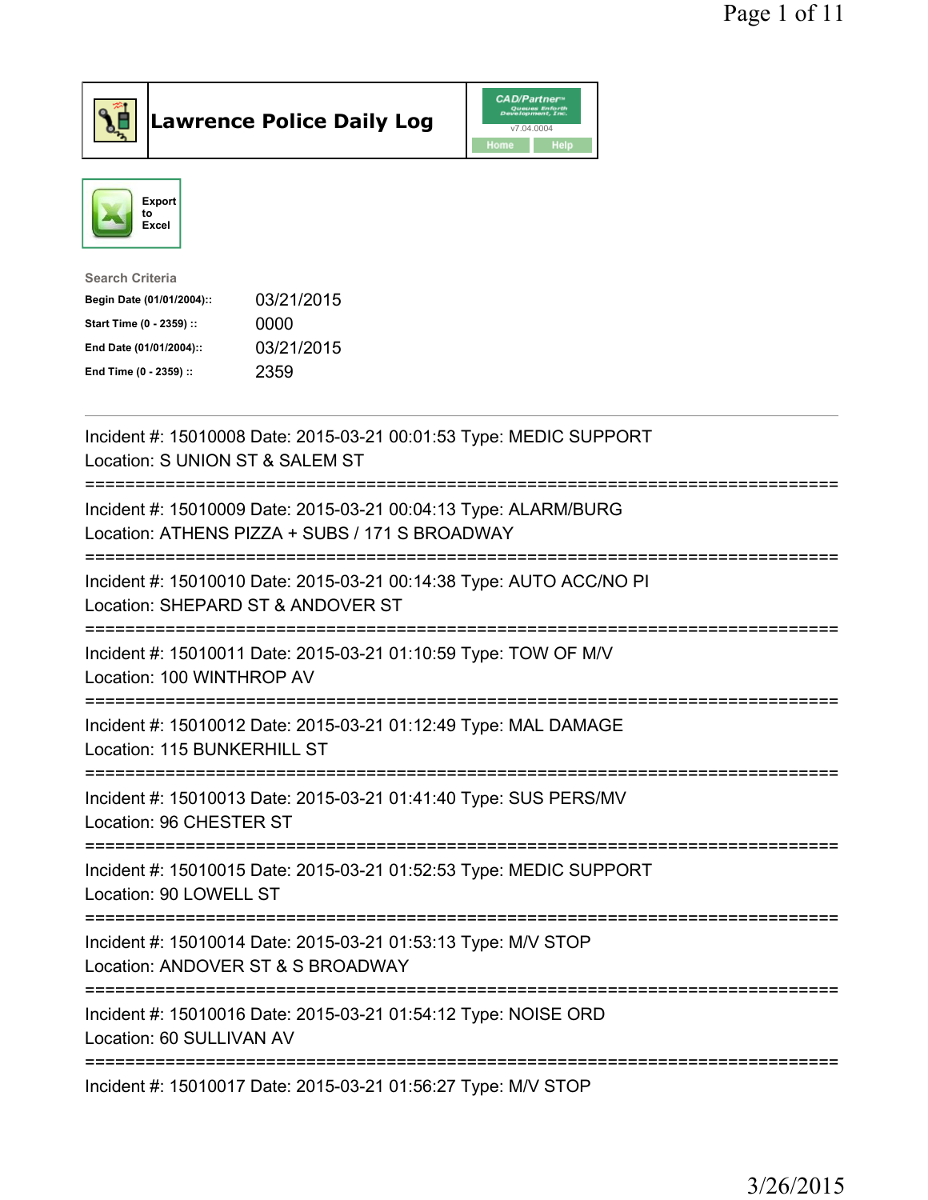# Lawrence Police Daily Log

Export to Excel

**Search Criteria**

| | |
|---|---|
| Begin Date (01/01/2004):: | 03/21/2015 |
| Start Time (0 - 2359) :: | 0000 |
| End Date (01/01/2004):: | 03/21/2015 |
| End Time (0 - 2359) :: | 2359 |

---

Incident #: 15010008 Date: 2015-03-21 00:01:53 Type: MEDIC SUPPORT
Location: S UNION ST & SALEM ST

===========================================================================

Incident #: 15010009 Date: 2015-03-21 00:04:13 Type: ALARM/BURG
Location: ATHENS PIZZA + SUBS / 171 S BROADWAY

===========================================================================

Incident #: 15010010 Date: 2015-03-21 00:14:38 Type: AUTO ACC/NO PI
Location: SHEPARD ST & ANDOVER ST

===========================================================================

Incident #: 15010011 Date: 2015-03-21 01:10:59 Type: TOW OF M/V
Location: 100 WINTHROP AV

===========================================================================

Incident #: 15010012 Date: 2015-03-21 01:12:49 Type: MAL DAMAGE
Location: 115 BUNKERHILL ST

===========================================================================

Incident #: 15010013 Date: 2015-03-21 01:41:40 Type: SUS PERS/MV
Location: 96 CHESTER ST

===========================================================================

Incident #: 15010015 Date: 2015-03-21 01:52:53 Type: MEDIC SUPPORT
Location: 90 LOWELL ST

===========================================================================

Incident #: 15010014 Date: 2015-03-21 01:53:13 Type: M/V STOP
Location: ANDOVER ST & S BROADWAY

===========================================================================

Incident #: 15010016 Date: 2015-03-21 01:54:12 Type: NOISE ORD
Location: 60 SULLIVAN AV

===========================================================================

Incident #: 15010017 Date: 2015-03-21 01:56:27 Type: M/V STOP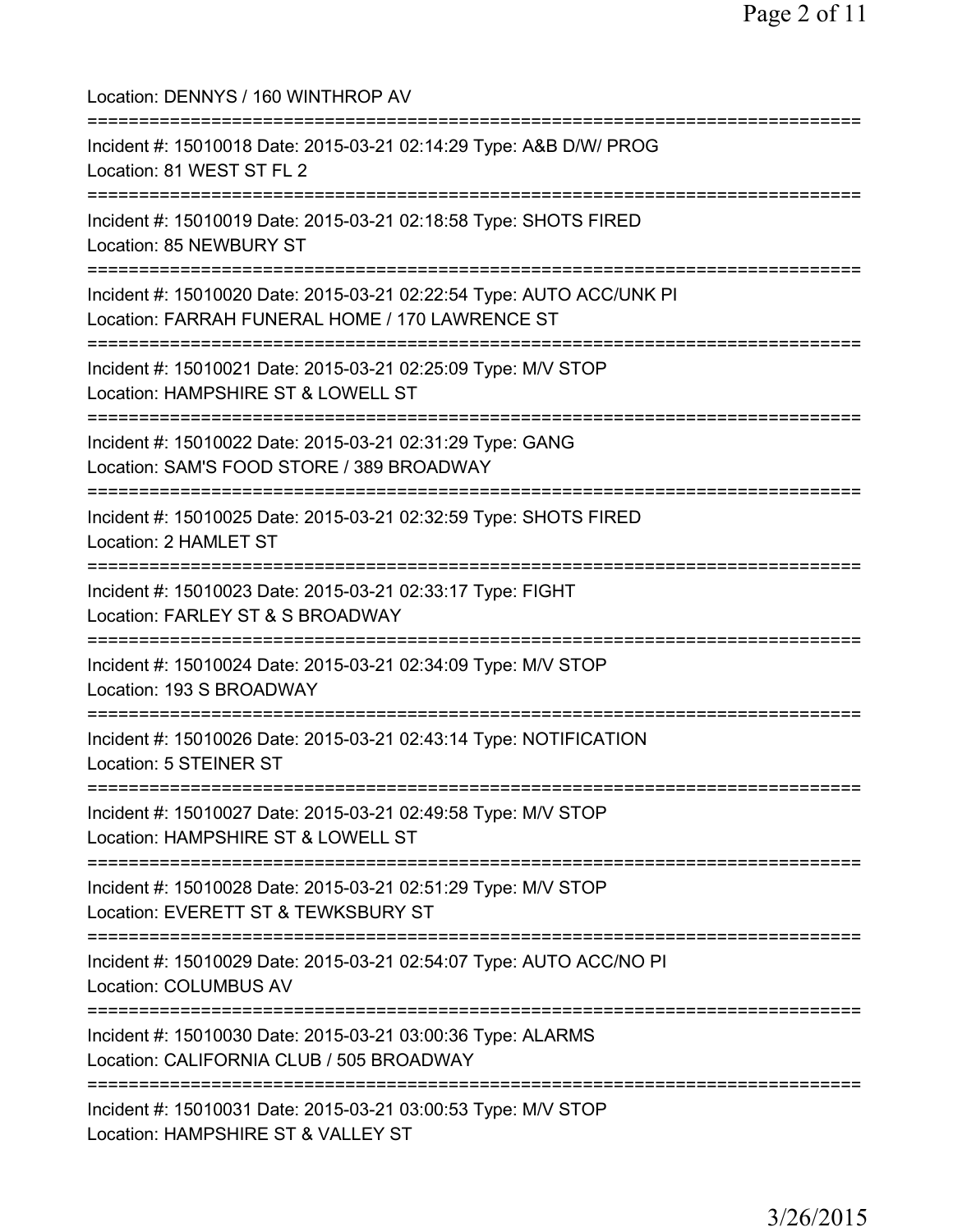Location: DENNYS / 160 WINTHROP AV

===========================================================================

Incident #: 15010018 Date: 2015-03-21 02:14:29 Type: A&B D/W/ PROG
Location: 81 WEST ST FL 2

===========================================================================

Incident #: 15010019 Date: 2015-03-21 02:18:58 Type: SHOTS FIRED
Location: 85 NEWBURY ST

===========================================================================

Incident #: 15010020 Date: 2015-03-21 02:22:54 Type: AUTO ACC/UNK PI
Location: FARRAH FUNERAL HOME / 170 LAWRENCE ST

===========================================================================

Incident #: 15010021 Date: 2015-03-21 02:25:09 Type: M/V STOP
Location: HAMPSHIRE ST & LOWELL ST

===========================================================================

Incident #: 15010022 Date: 2015-03-21 02:31:29 Type: GANG
Location: SAM'S FOOD STORE / 389 BROADWAY

===========================================================================

Incident #: 15010025 Date: 2015-03-21 02:32:59 Type: SHOTS FIRED
Location: 2 HAMLET ST

===========================================================================

Incident #: 15010023 Date: 2015-03-21 02:33:17 Type: FIGHT
Location: FARLEY ST & S BROADWAY

===========================================================================

Incident #: 15010024 Date: 2015-03-21 02:34:09 Type: M/V STOP
Location: 193 S BROADWAY

===========================================================================

Incident #: 15010026 Date: 2015-03-21 02:43:14 Type: NOTIFICATION
Location: 5 STEINER ST

===========================================================================

Incident #: 15010027 Date: 2015-03-21 02:49:58 Type: M/V STOP
Location: HAMPSHIRE ST & LOWELL ST

===========================================================================

Incident #: 15010028 Date: 2015-03-21 02:51:29 Type: M/V STOP
Location: EVERETT ST & TEWKSBURY ST

===========================================================================

Incident #: 15010029 Date: 2015-03-21 02:54:07 Type: AUTO ACC/NO PI
Location: COLUMBUS AV

===========================================================================

Incident #: 15010030 Date: 2015-03-21 03:00:36 Type: ALARMS
Location: CALIFORNIA CLUB / 505 BROADWAY

===========================================================================

Incident #: 15010031 Date: 2015-03-21 03:00:53 Type: M/V STOP
Location: HAMPSHIRE ST & VALLEY ST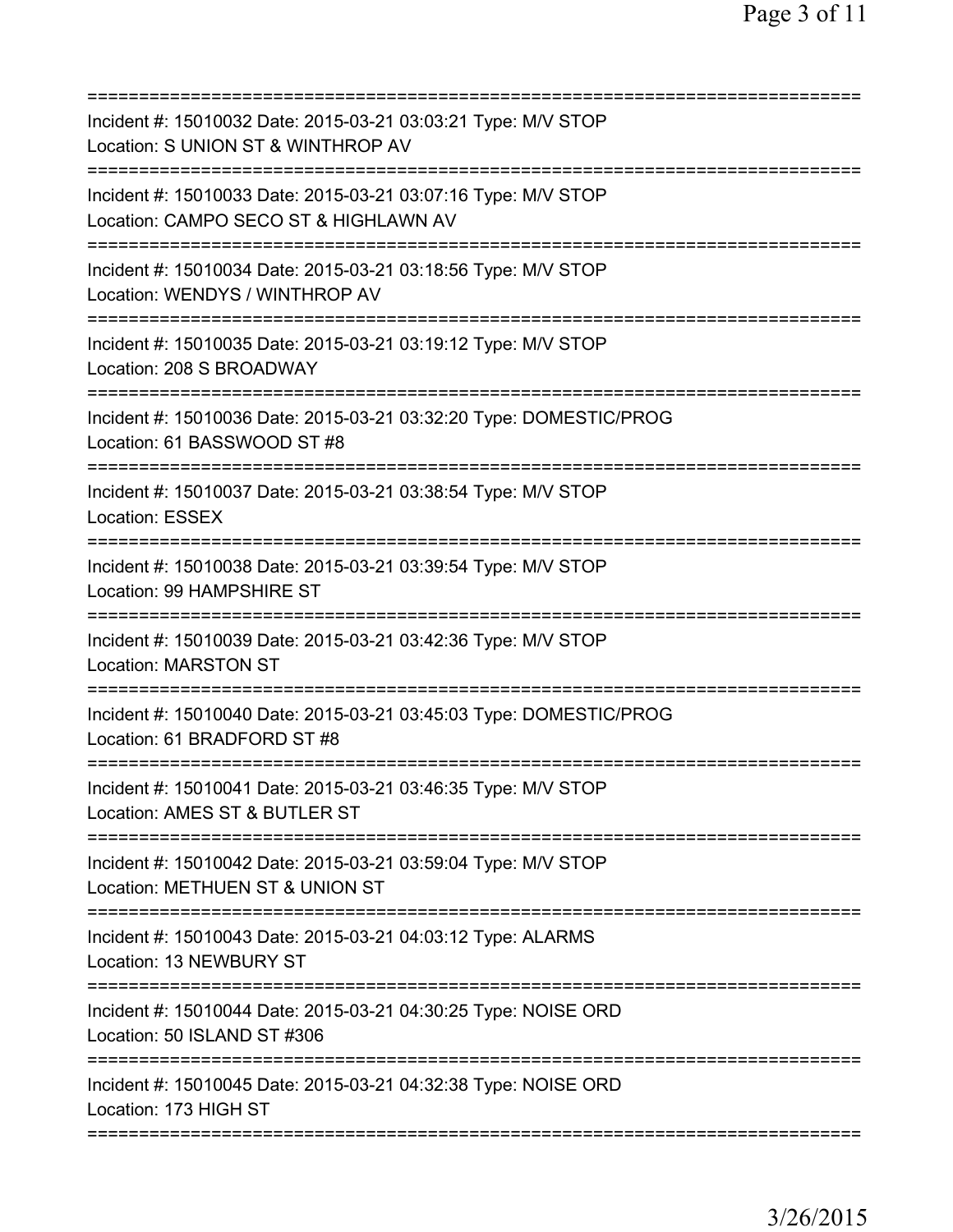===========================================================================

Incident #: 15010032 Date: 2015-03-21 03:03:21 Type: M/V STOP
Location: S UNION ST & WINTHROP AV

===========================================================================

Incident #: 15010033 Date: 2015-03-21 03:07:16 Type: M/V STOP
Location: CAMPO SECO ST & HIGHLAWN AV

===========================================================================

Incident #: 15010034 Date: 2015-03-21 03:18:56 Type: M/V STOP
Location: WENDYS / WINTHROP AV

===========================================================================

Incident #: 15010035 Date: 2015-03-21 03:19:12 Type: M/V STOP
Location: 208 S BROADWAY

===========================================================================

Incident #: 15010036 Date: 2015-03-21 03:32:20 Type: DOMESTIC/PROG
Location: 61 BASSWOOD ST #8

===========================================================================

Incident #: 15010037 Date: 2015-03-21 03:38:54 Type: M/V STOP
Location: ESSEX

===========================================================================

Incident #: 15010038 Date: 2015-03-21 03:39:54 Type: M/V STOP
Location: 99 HAMPSHIRE ST

===========================================================================

Incident #: 15010039 Date: 2015-03-21 03:42:36 Type: M/V STOP
Location: MARSTON ST

===========================================================================

Incident #: 15010040 Date: 2015-03-21 03:45:03 Type: DOMESTIC/PROG
Location: 61 BRADFORD ST #8

===========================================================================

Incident #: 15010041 Date: 2015-03-21 03:46:35 Type: M/V STOP
Location: AMES ST & BUTLER ST

===========================================================================

Incident #: 15010042 Date: 2015-03-21 03:59:04 Type: M/V STOP
Location: METHUEN ST & UNION ST

===========================================================================

Incident #: 15010043 Date: 2015-03-21 04:03:12 Type: ALARMS
Location: 13 NEWBURY ST

===========================================================================

Incident #: 15010044 Date: 2015-03-21 04:30:25 Type: NOISE ORD
Location: 50 ISLAND ST #306

===========================================================================

Incident #: 15010045 Date: 2015-03-21 04:32:38 Type: NOISE ORD
Location: 173 HIGH ST

===========================================================================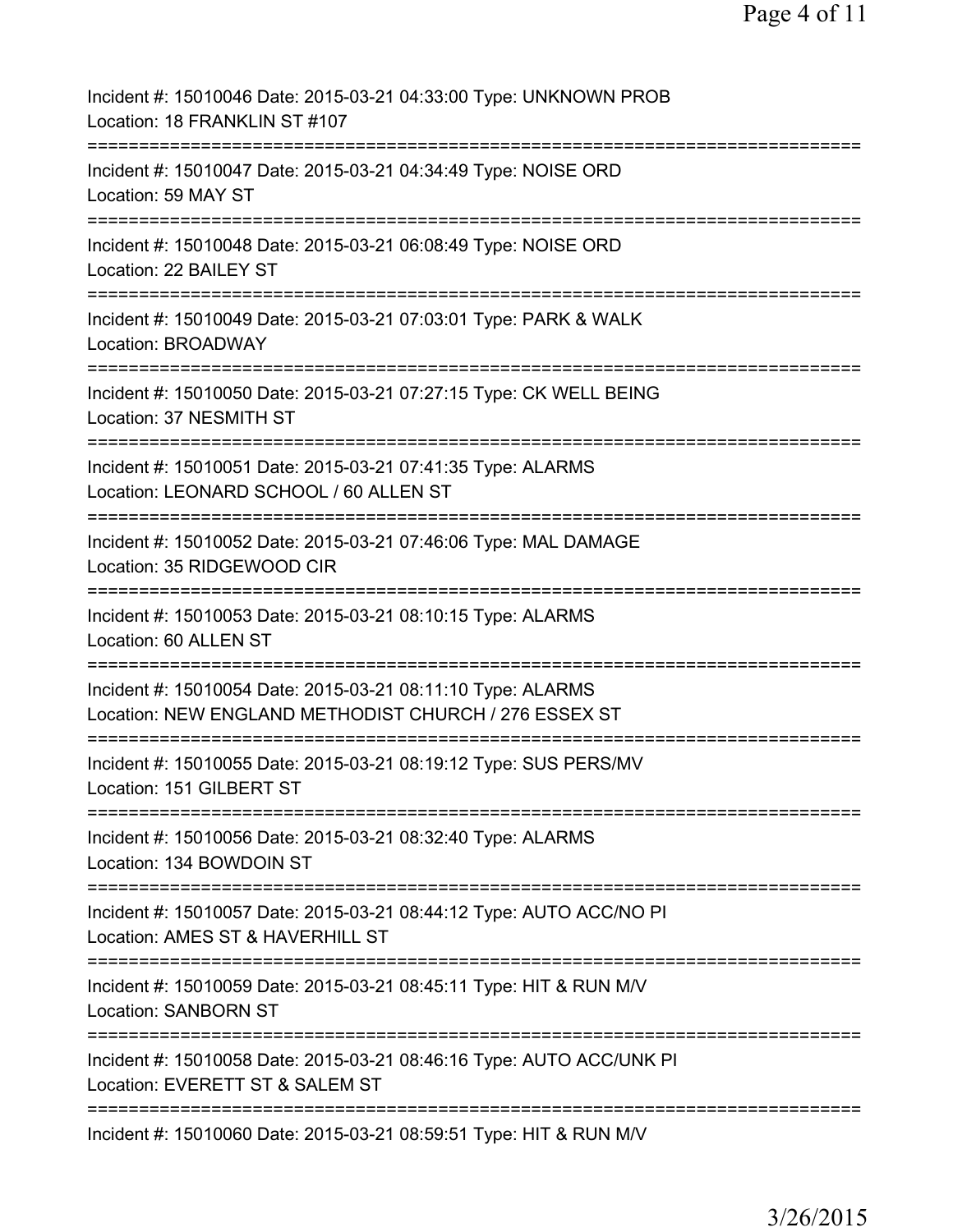Incident #: 15010046 Date: 2015-03-21 04:33:00 Type: UNKNOWN PROB
Location: 18 FRANKLIN ST #107

===========================================================================

Incident #: 15010047 Date: 2015-03-21 04:34:49 Type: NOISE ORD
Location: 59 MAY ST

===========================================================================

Incident #: 15010048 Date: 2015-03-21 06:08:49 Type: NOISE ORD
Location: 22 BAILEY ST

===========================================================================

Incident #: 15010049 Date: 2015-03-21 07:03:01 Type: PARK & WALK
Location: BROADWAY

===========================================================================

Incident #: 15010050 Date: 2015-03-21 07:27:15 Type: CK WELL BEING
Location: 37 NESMITH ST

===========================================================================

Incident #: 15010051 Date: 2015-03-21 07:41:35 Type: ALARMS
Location: LEONARD SCHOOL / 60 ALLEN ST

===========================================================================

Incident #: 15010052 Date: 2015-03-21 07:46:06 Type: MAL DAMAGE
Location: 35 RIDGEWOOD CIR

===========================================================================

Incident #: 15010053 Date: 2015-03-21 08:10:15 Type: ALARMS
Location: 60 ALLEN ST

===========================================================================

Incident #: 15010054 Date: 2015-03-21 08:11:10 Type: ALARMS
Location: NEW ENGLAND METHODIST CHURCH / 276 ESSEX ST

===========================================================================

Incident #: 15010055 Date: 2015-03-21 08:19:12 Type: SUS PERS/MV
Location: 151 GILBERT ST

===========================================================================

Incident #: 15010056 Date: 2015-03-21 08:32:40 Type: ALARMS
Location: 134 BOWDOIN ST

===========================================================================

Incident #: 15010057 Date: 2015-03-21 08:44:12 Type: AUTO ACC/NO PI
Location: AMES ST & HAVERHILL ST

===========================================================================

Incident #: 15010059 Date: 2015-03-21 08:45:11 Type: HIT & RUN M/V
Location: SANBORN ST

===========================================================================

Incident #: 15010058 Date: 2015-03-21 08:46:16 Type: AUTO ACC/UNK PI
Location: EVERETT ST & SALEM ST

===========================================================================

Incident #: 15010060 Date: 2015-03-21 08:59:51 Type: HIT & RUN M/V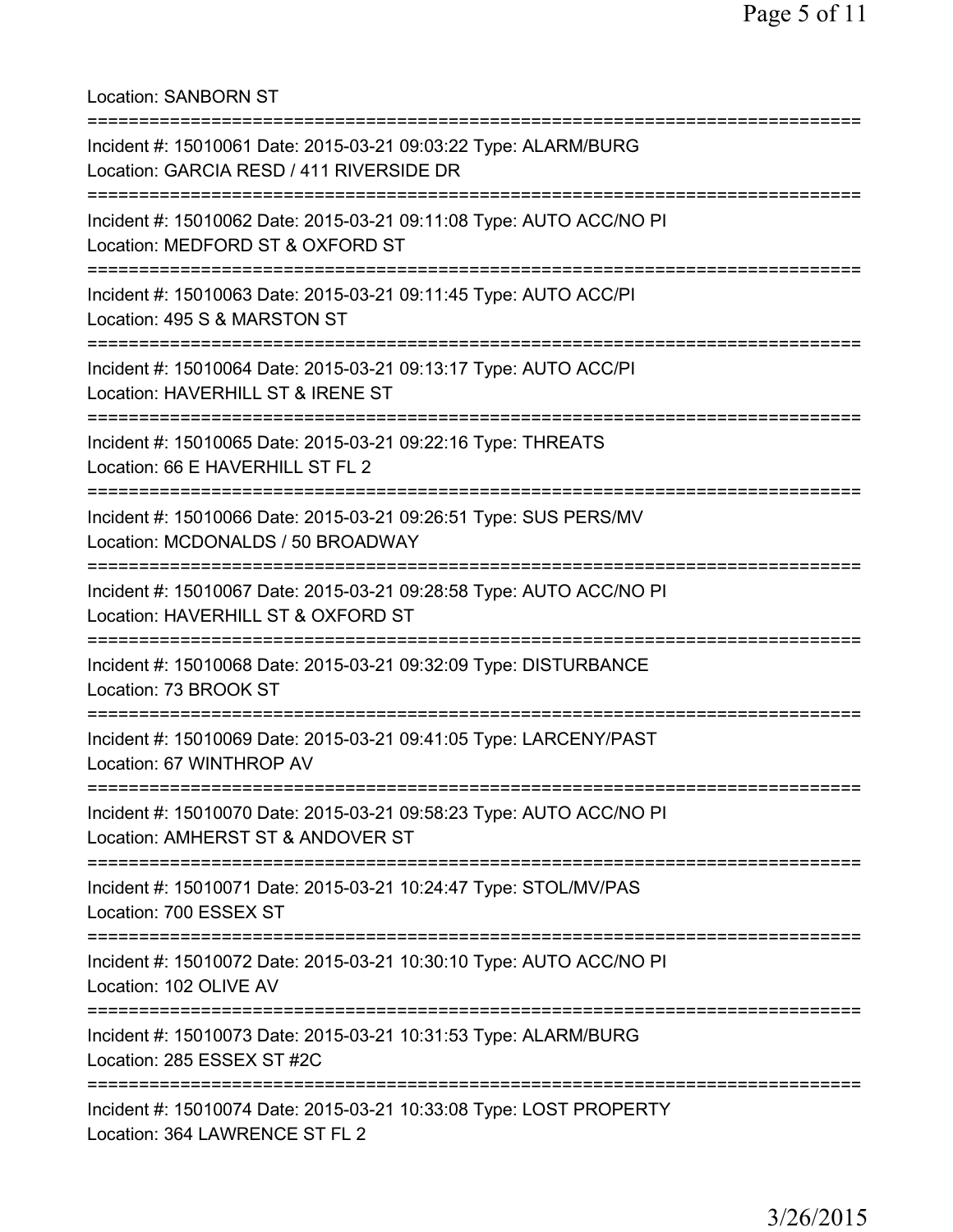Location: SANBORN ST

===========================================================================

Incident #: 15010061 Date: 2015-03-21 09:03:22 Type: ALARM/BURG
Location: GARCIA RESD / 411 RIVERSIDE DR

===========================================================================

Incident #: 15010062 Date: 2015-03-21 09:11:08 Type: AUTO ACC/NO PI
Location: MEDFORD ST & OXFORD ST

===========================================================================

Incident #: 15010063 Date: 2015-03-21 09:11:45 Type: AUTO ACC/PI
Location: 495 S & MARSTON ST

===========================================================================

Incident #: 15010064 Date: 2015-03-21 09:13:17 Type: AUTO ACC/PI
Location: HAVERHILL ST & IRENE ST

===========================================================================

Incident #: 15010065 Date: 2015-03-21 09:22:16 Type: THREATS
Location: 66 E HAVERHILL ST FL 2

===========================================================================

Incident #: 15010066 Date: 2015-03-21 09:26:51 Type: SUS PERS/MV
Location: MCDONALDS / 50 BROADWAY

===========================================================================

Incident #: 15010067 Date: 2015-03-21 09:28:58 Type: AUTO ACC/NO PI
Location: HAVERHILL ST & OXFORD ST

===========================================================================

Incident #: 15010068 Date: 2015-03-21 09:32:09 Type: DISTURBANCE
Location: 73 BROOK ST

===========================================================================

Incident #: 15010069 Date: 2015-03-21 09:41:05 Type: LARCENY/PAST
Location: 67 WINTHROP AV

===========================================================================

Incident #: 15010070 Date: 2015-03-21 09:58:23 Type: AUTO ACC/NO PI
Location: AMHERST ST & ANDOVER ST

===========================================================================

Incident #: 15010071 Date: 2015-03-21 10:24:47 Type: STOL/MV/PAS
Location: 700 ESSEX ST

===========================================================================

Incident #: 15010072 Date: 2015-03-21 10:30:10 Type: AUTO ACC/NO PI
Location: 102 OLIVE AV

===========================================================================

Incident #: 15010073 Date: 2015-03-21 10:31:53 Type: ALARM/BURG
Location: 285 ESSEX ST #2C

===========================================================================

Incident #: 15010074 Date: 2015-03-21 10:33:08 Type: LOST PROPERTY
Location: 364 LAWRENCE ST FL 2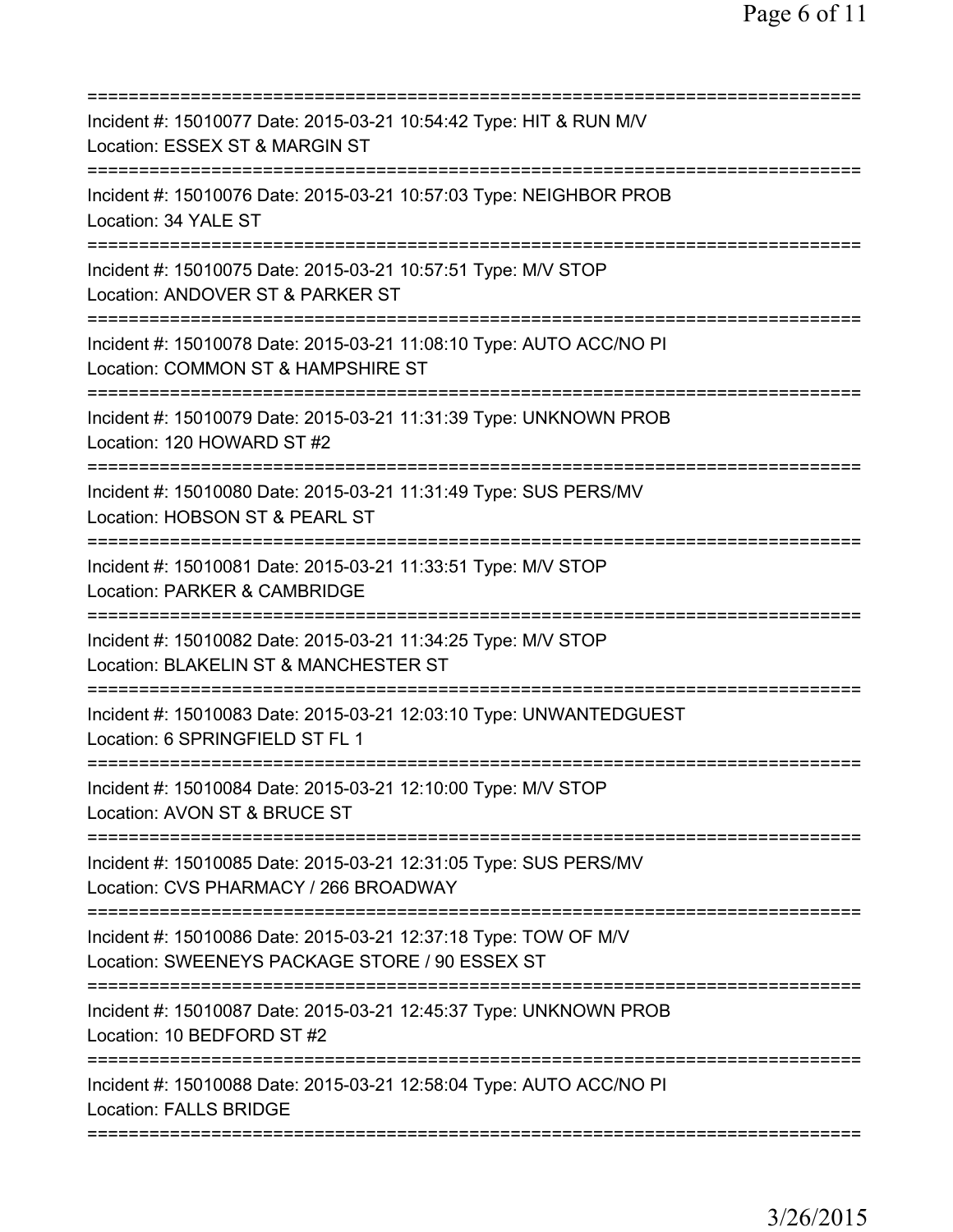===========================================================================

Incident #: 15010077 Date: 2015-03-21 10:54:42 Type: HIT & RUN M/V
Location: ESSEX ST & MARGIN ST

===========================================================================

Incident #: 15010076 Date: 2015-03-21 10:57:03 Type: NEIGHBOR PROB
Location: 34 YALE ST

===========================================================================

Incident #: 15010075 Date: 2015-03-21 10:57:51 Type: M/V STOP
Location: ANDOVER ST & PARKER ST

===========================================================================

Incident #: 15010078 Date: 2015-03-21 11:08:10 Type: AUTO ACC/NO PI
Location: COMMON ST & HAMPSHIRE ST

===========================================================================

Incident #: 15010079 Date: 2015-03-21 11:31:39 Type: UNKNOWN PROB
Location: 120 HOWARD ST #2

===========================================================================

Incident #: 15010080 Date: 2015-03-21 11:31:49 Type: SUS PERS/MV
Location: HOBSON ST & PEARL ST

===========================================================================

Incident #: 15010081 Date: 2015-03-21 11:33:51 Type: M/V STOP
Location: PARKER & CAMBRIDGE

===========================================================================

Incident #: 15010082 Date: 2015-03-21 11:34:25 Type: M/V STOP
Location: BLAKELIN ST & MANCHESTER ST

===========================================================================

Incident #: 15010083 Date: 2015-03-21 12:03:10 Type: UNWANTEDGUEST
Location: 6 SPRINGFIELD ST FL 1

===========================================================================

Incident #: 15010084 Date: 2015-03-21 12:10:00 Type: M/V STOP
Location: AVON ST & BRUCE ST

===========================================================================

Incident #: 15010085 Date: 2015-03-21 12:31:05 Type: SUS PERS/MV
Location: CVS PHARMACY / 266 BROADWAY

===========================================================================

Incident #: 15010086 Date: 2015-03-21 12:37:18 Type: TOW OF M/V
Location: SWEENEYS PACKAGE STORE / 90 ESSEX ST

===========================================================================

Incident #: 15010087 Date: 2015-03-21 12:45:37 Type: UNKNOWN PROB
Location: 10 BEDFORD ST #2

===========================================================================

Incident #: 15010088 Date: 2015-03-21 12:58:04 Type: AUTO ACC/NO PI
Location: FALLS BRIDGE

===========================================================================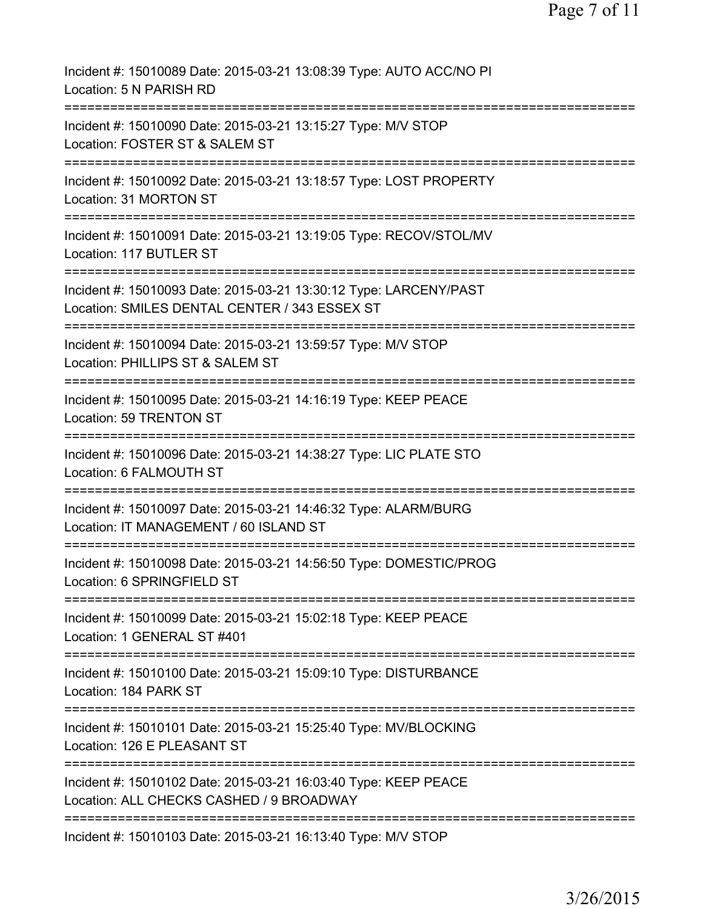Incident #: 15010089 Date: 2015-03-21 13:08:39 Type: AUTO ACC/NO PI
Location: 5 N PARISH RD
===========================================================================
Incident #: 15010090 Date: 2015-03-21 13:15:27 Type: M/V STOP
Location: FOSTER ST & SALEM ST
===========================================================================
Incident #: 15010092 Date: 2015-03-21 13:18:57 Type: LOST PROPERTY
Location: 31 MORTON ST
===========================================================================
Incident #: 15010091 Date: 2015-03-21 13:19:05 Type: RECOV/STOL/MV
Location: 117 BUTLER ST
===========================================================================
Incident #: 15010093 Date: 2015-03-21 13:30:12 Type: LARCENY/PAST
Location: SMILES DENTAL CENTER / 343 ESSEX ST
===========================================================================
Incident #: 15010094 Date: 2015-03-21 13:59:57 Type: M/V STOP
Location: PHILLIPS ST & SALEM ST
===========================================================================
Incident #: 15010095 Date: 2015-03-21 14:16:19 Type: KEEP PEACE
Location: 59 TRENTON ST
===========================================================================
Incident #: 15010096 Date: 2015-03-21 14:38:27 Type: LIC PLATE STO
Location: 6 FALMOUTH ST
===========================================================================
Incident #: 15010097 Date: 2015-03-21 14:46:32 Type: ALARM/BURG
Location: IT MANAGEMENT / 60 ISLAND ST
===========================================================================
Incident #: 15010098 Date: 2015-03-21 14:56:50 Type: DOMESTIC/PROG
Location: 6 SPRINGFIELD ST
===========================================================================
Incident #: 15010099 Date: 2015-03-21 15:02:18 Type: KEEP PEACE
Location: 1 GENERAL ST #401
===========================================================================
Incident #: 15010100 Date: 2015-03-21 15:09:10 Type: DISTURBANCE
Location: 184 PARK ST
===========================================================================
Incident #: 15010101 Date: 2015-03-21 15:25:40 Type: MV/BLOCKING
Location: 126 E PLEASANT ST
===========================================================================
Incident #: 15010102 Date: 2015-03-21 16:03:40 Type: KEEP PEACE
Location: ALL CHECKS CASHED / 9 BROADWAY
===========================================================================
Incident #: 15010103 Date: 2015-03-21 16:13:40 Type: M/V STOP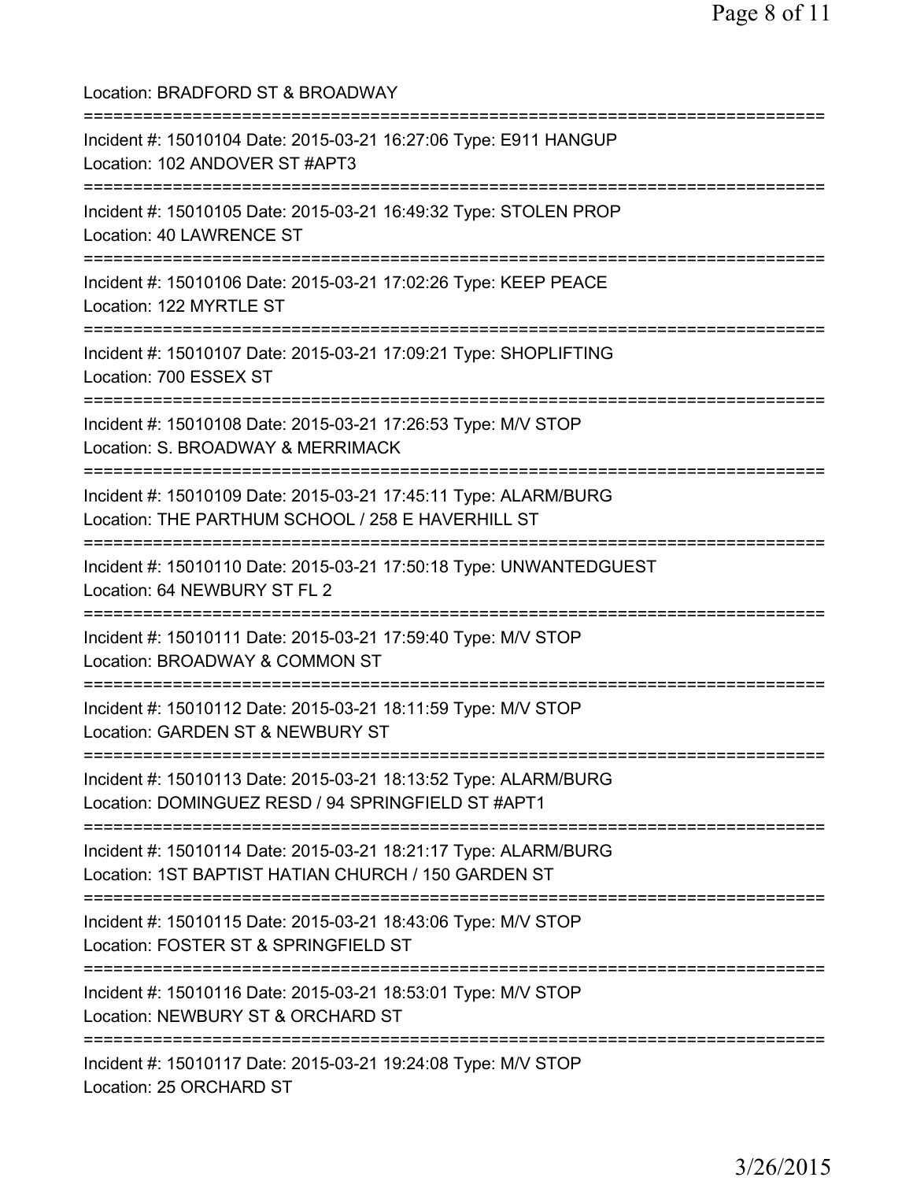Location: BRADFORD ST & BROADWAY

===========================================================================

Incident #: 15010104 Date: 2015-03-21 16:27:06 Type: E911 HANGUP
Location: 102 ANDOVER ST #APT3

===========================================================================

Incident #: 15010105 Date: 2015-03-21 16:49:32 Type: STOLEN PROP
Location: 40 LAWRENCE ST

===========================================================================

Incident #: 15010106 Date: 2015-03-21 17:02:26 Type: KEEP PEACE
Location: 122 MYRTLE ST

===========================================================================

Incident #: 15010107 Date: 2015-03-21 17:09:21 Type: SHOPLIFTING
Location: 700 ESSEX ST

===========================================================================

Incident #: 15010108 Date: 2015-03-21 17:26:53 Type: M/V STOP
Location: S. BROADWAY & MERRIMACK

===========================================================================

Incident #: 15010109 Date: 2015-03-21 17:45:11 Type: ALARM/BURG
Location: THE PARTHUM SCHOOL / 258 E HAVERHILL ST

===========================================================================

Incident #: 15010110 Date: 2015-03-21 17:50:18 Type: UNWANTEDGUEST
Location: 64 NEWBURY ST FL 2

===========================================================================

Incident #: 15010111 Date: 2015-03-21 17:59:40 Type: M/V STOP
Location: BROADWAY & COMMON ST

===========================================================================

Incident #: 15010112 Date: 2015-03-21 18:11:59 Type: M/V STOP
Location: GARDEN ST & NEWBURY ST

===========================================================================

Incident #: 15010113 Date: 2015-03-21 18:13:52 Type: ALARM/BURG
Location: DOMINGUEZ RESD / 94 SPRINGFIELD ST #APT1

===========================================================================

Incident #: 15010114 Date: 2015-03-21 18:21:17 Type: ALARM/BURG
Location: 1ST BAPTIST HATIAN CHURCH / 150 GARDEN ST

===========================================================================

Incident #: 15010115 Date: 2015-03-21 18:43:06 Type: M/V STOP
Location: FOSTER ST & SPRINGFIELD ST

===========================================================================

Incident #: 15010116 Date: 2015-03-21 18:53:01 Type: M/V STOP
Location: NEWBURY ST & ORCHARD ST

===========================================================================

Incident #: 15010117 Date: 2015-03-21 19:24:08 Type: M/V STOP
Location: 25 ORCHARD ST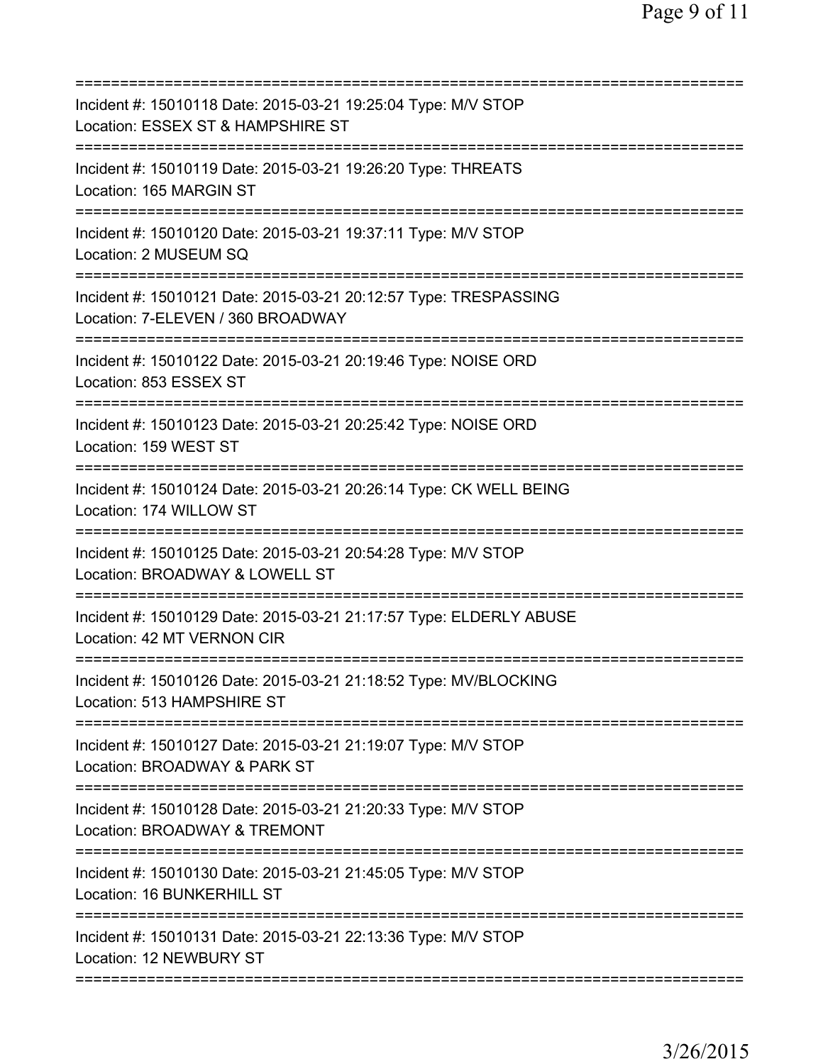===========================================================================
Incident #: 15010118 Date: 2015-03-21 19:25:04 Type: M/V STOP
Location: ESSEX ST & HAMPSHIRE ST
===========================================================================
Incident #: 15010119 Date: 2015-03-21 19:26:20 Type: THREATS
Location: 165 MARGIN ST
===========================================================================
Incident #: 15010120 Date: 2015-03-21 19:37:11 Type: M/V STOP
Location: 2 MUSEUM SQ
===========================================================================
Incident #: 15010121 Date: 2015-03-21 20:12:57 Type: TRESPASSING
Location: 7-ELEVEN / 360 BROADWAY
===========================================================================
Incident #: 15010122 Date: 2015-03-21 20:19:46 Type: NOISE ORD
Location: 853 ESSEX ST
===========================================================================
Incident #: 15010123 Date: 2015-03-21 20:25:42 Type: NOISE ORD
Location: 159 WEST ST
===========================================================================
Incident #: 15010124 Date: 2015-03-21 20:26:14 Type: CK WELL BEING
Location: 174 WILLOW ST
===========================================================================
Incident #: 15010125 Date: 2015-03-21 20:54:28 Type: M/V STOP
Location: BROADWAY & LOWELL ST
===========================================================================
Incident #: 15010129 Date: 2015-03-21 21:17:57 Type: ELDERLY ABUSE
Location: 42 MT VERNON CIR
===========================================================================
Incident #: 15010126 Date: 2015-03-21 21:18:52 Type: MV/BLOCKING
Location: 513 HAMPSHIRE ST
===========================================================================
Incident #: 15010127 Date: 2015-03-21 21:19:07 Type: M/V STOP
Location: BROADWAY & PARK ST
===========================================================================
Incident #: 15010128 Date: 2015-03-21 21:20:33 Type: M/V STOP
Location: BROADWAY & TREMONT
===========================================================================
Incident #: 15010130 Date: 2015-03-21 21:45:05 Type: M/V STOP
Location: 16 BUNKERHILL ST
===========================================================================
Incident #: 15010131 Date: 2015-03-21 22:13:36 Type: M/V STOP
Location: 12 NEWBURY ST
===========================================================================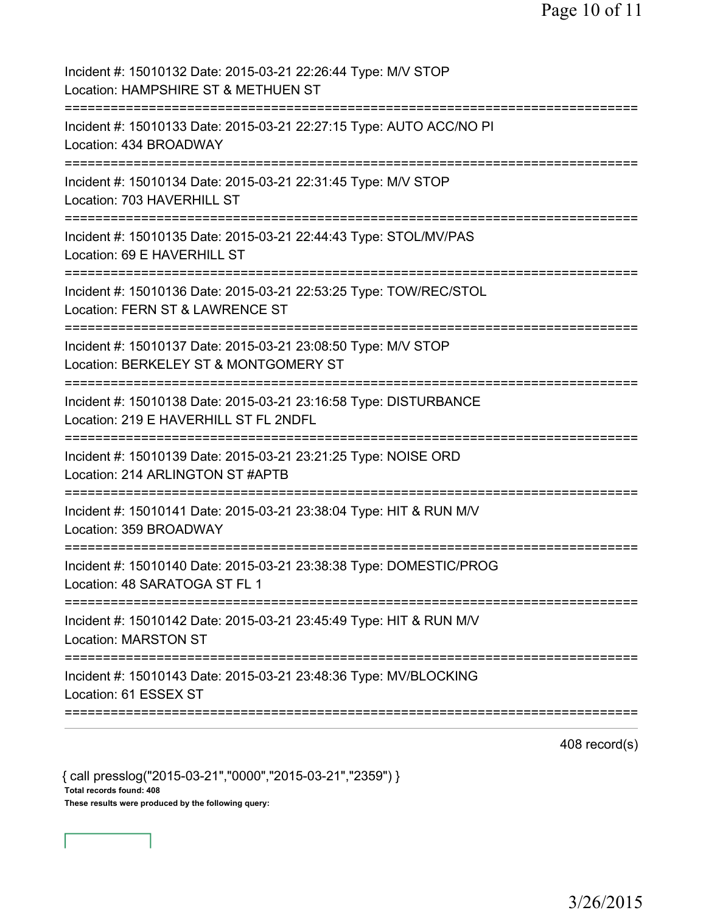Incident #: 15010132 Date: 2015-03-21 22:26:44 Type: M/V STOP
Location: HAMPSHIRE ST & METHUEN ST

===========================================================================

Incident #: 15010133 Date: 2015-03-21 22:27:15 Type: AUTO ACC/NO PI
Location: 434 BROADWAY

===========================================================================

Incident #: 15010134 Date: 2015-03-21 22:31:45 Type: M/V STOP
Location: 703 HAVERHILL ST

===========================================================================

Incident #: 15010135 Date: 2015-03-21 22:44:43 Type: STOL/MV/PAS
Location: 69 E HAVERHILL ST

===========================================================================

Incident #: 15010136 Date: 2015-03-21 22:53:25 Type: TOW/REC/STOL
Location: FERN ST & LAWRENCE ST

===========================================================================

Incident #: 15010137 Date: 2015-03-21 23:08:50 Type: M/V STOP
Location: BERKELEY ST & MONTGOMERY ST

===========================================================================

Incident #: 15010138 Date: 2015-03-21 23:16:58 Type: DISTURBANCE
Location: 219 E HAVERHILL ST FL 2NDFL

===========================================================================

Incident #: 15010139 Date: 2015-03-21 23:21:25 Type: NOISE ORD
Location: 214 ARLINGTON ST #APTB

===========================================================================

Incident #: 15010141 Date: 2015-03-21 23:38:04 Type: HIT & RUN M/V
Location: 359 BROADWAY

===========================================================================

Incident #: 15010140 Date: 2015-03-21 23:38:38 Type: DOMESTIC/PROG
Location: 48 SARATOGA ST FL 1

===========================================================================

Incident #: 15010142 Date: 2015-03-21 23:45:49 Type: HIT & RUN M/V
Location: MARSTON ST

===========================================================================

Incident #: 15010143 Date: 2015-03-21 23:48:36 Type: MV/BLOCKING
Location: 61 ESSEX ST

===========================================================================

408 record(s)

{ call presslog("2015-03-21","0000","2015-03-21","2359") }

**Total records found: 408**

**These results were produced by the following query:**

3/26/2015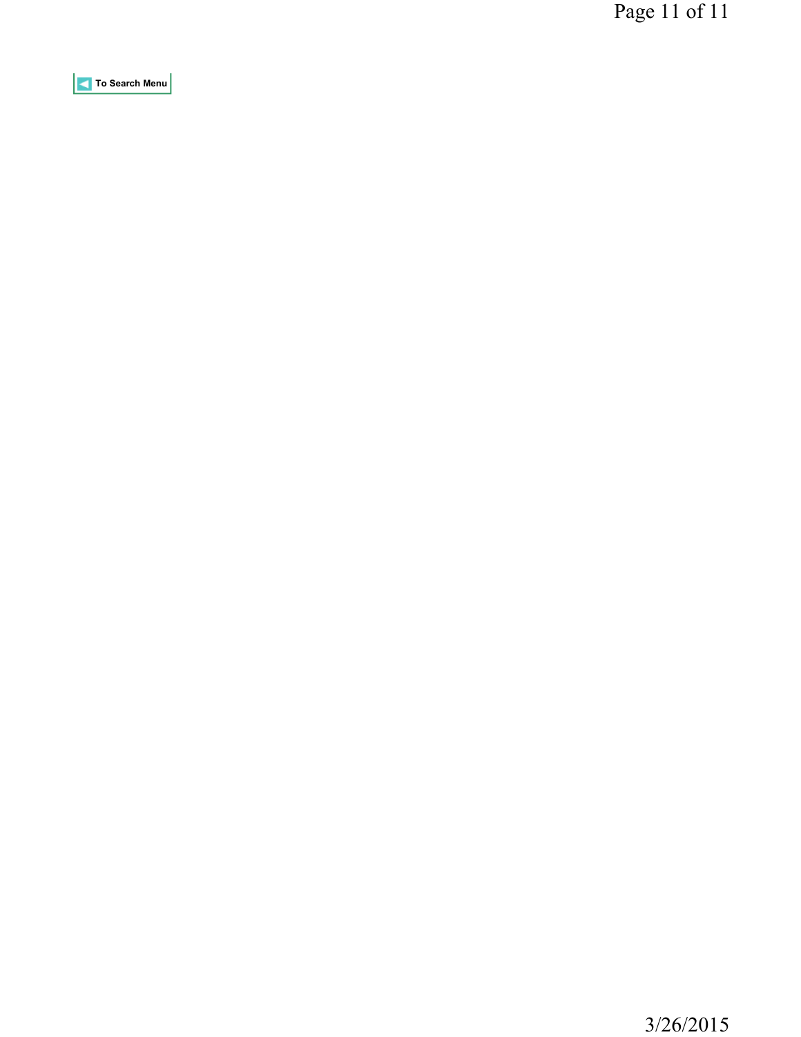To Search Menu